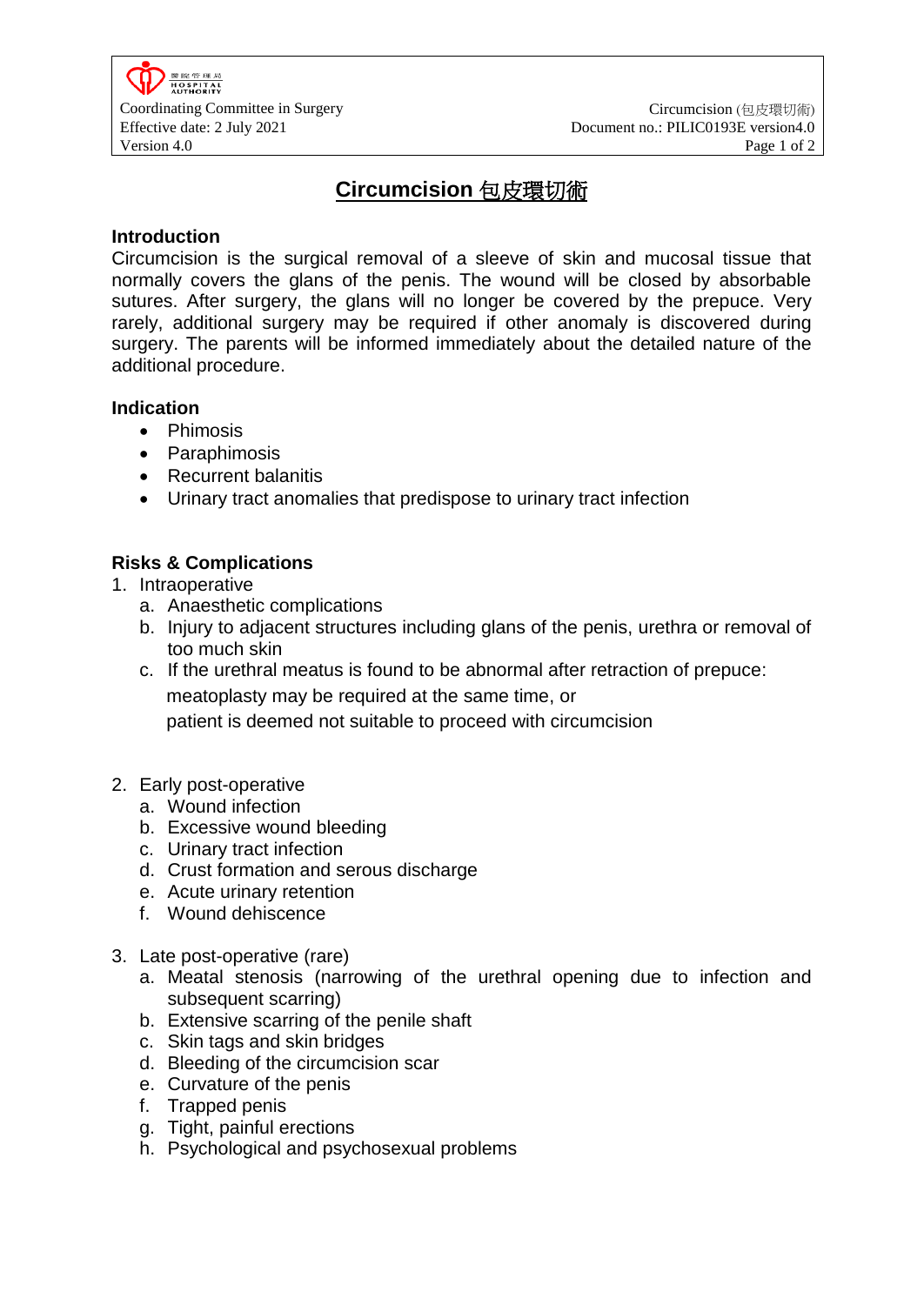# Circumcision 包皮環切術

## Introduction

Circumcision is the surgical removal of a sleeve of skin and mucosal tissue that normally covers the glans of the penis. The wound will be closed by absorbable sutures. After surgery, the glans will no longer be covered by the prepuce. Very rarely, additional surgery may be required if other anomaly is discovered during surgery. The parents will be informed immediately about the detailed nature of the additional procedure.

## Indication

- Phimosis
- Paraphimosis
- Recurrent balanitis
- Urinary tract anomalies that predispose to urinary tract infection

## Risks & Complications

1. Intraoperative
   a. Anaesthetic complications
   b. Injury to adjacent structures including glans of the penis, urethra or removal of too much skin
   c. If the urethral meatus is found to be abnormal after retraction of prepuce:
      meatoplasty may be required at the same time, or
      patient is deemed not suitable to proceed with circumcision

2. Early post-operative
   a. Wound infection
   b. Excessive wound bleeding
   c. Urinary tract infection
   d. Crust formation and serous discharge
   e. Acute urinary retention
   f. Wound dehiscence

3. Late post-operative (rare)
   a. Meatal stenosis (narrowing of the urethral opening due to infection and subsequent scarring)
   b. Extensive scarring of the penile shaft
   c. Skin tags and skin bridges
   d. Bleeding of the circumcision scar
   e. Curvature of the penis
   f. Trapped penis
   g. Tight, painful erections
   h. Psychological and psychosexual problems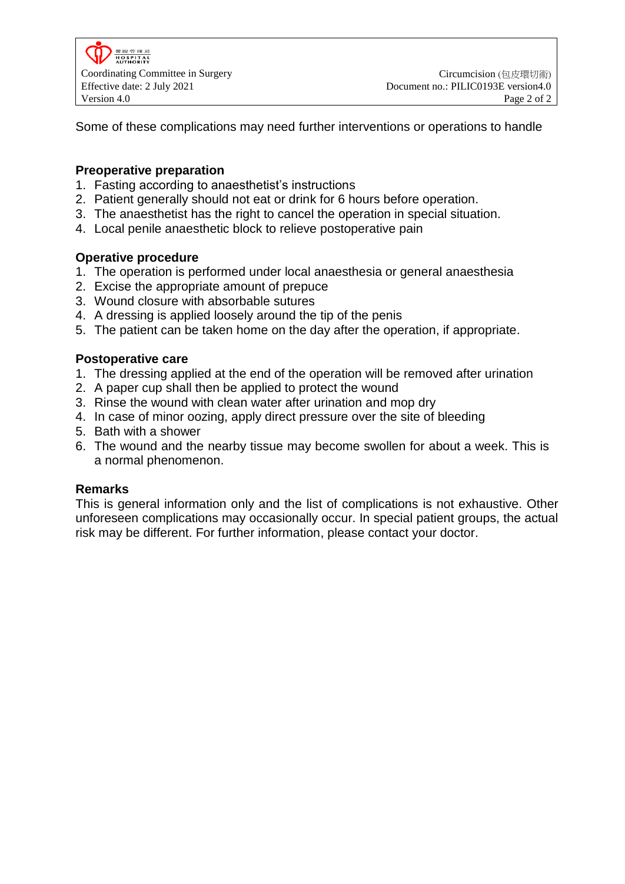Some of these complications may need further interventions or operations to handle

**Preoperative preparation**

1. Fasting according to anaesthetist's instructions
2. Patient generally should not eat or drink for 6 hours before operation.
3. The anaesthetist has the right to cancel the operation in special situation.
4. Local penile anaesthetic block to relieve postoperative pain

**Operative procedure**

1. The operation is performed under local anaesthesia or general anaesthesia
2. Excise the appropriate amount of prepuce
3. Wound closure with absorbable sutures
4. A dressing is applied loosely around the tip of the penis
5. The patient can be taken home on the day after the operation, if appropriate.

**Postoperative care**

1. The dressing applied at the end of the operation will be removed after urination
2. A paper cup shall then be applied to protect the wound
3. Rinse the wound with clean water after urination and mop dry
4. In case of minor oozing, apply direct pressure over the site of bleeding
5. Bath with a shower
6. The wound and the nearby tissue may become swollen for about a week. This is a normal phenomenon.

**Remarks**

This is general information only and the list of complications is not exhaustive. Other unforeseen complications may occasionally occur. In special patient groups, the actual risk may be different. For further information, please contact your doctor.